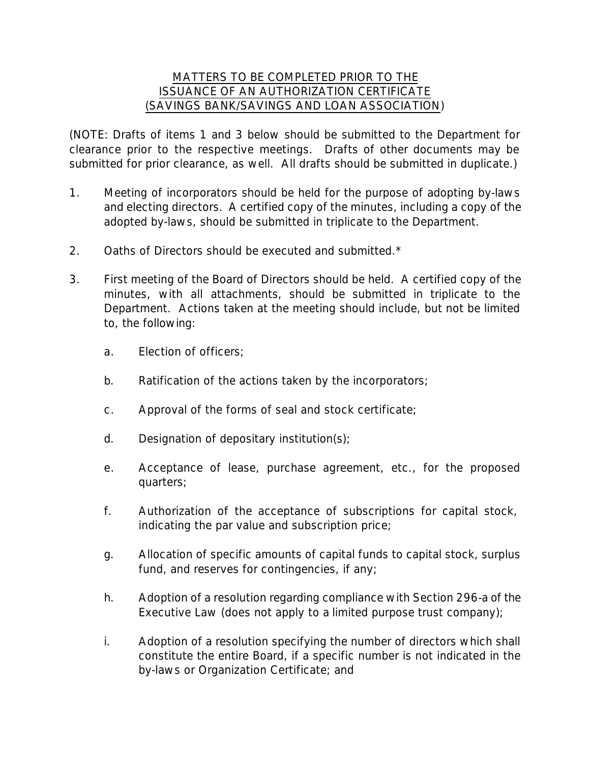# MATTERS TO BE COMPLETED PRIOR TO THE ISSUANCE OF AN AUTHORIZATION CERTIFICATE (SAVINGS BANK/SAVINGS AND LOAN ASSOCIATION)

(NOTE: Drafts of items 1 and 3 below should be submitted to the Department for clearance prior to the respective meetings. Drafts of other documents may be submitted for prior clearance, as well. All drafts should be submitted in duplicate.)

1. Meeting of incorporators should be held for the purpose of adopting by-laws and electing directors. A certified copy of the minutes, including a copy of the adopted by-laws, should be submitted in triplicate to the Department.

2. Oaths of Directors should be executed and submitted.*

3. First meeting of the Board of Directors should be held. A certified copy of the minutes, with all attachments, should be submitted in triplicate to the Department. Actions taken at the meeting should include, but not be limited to, the following:

   a. Election of officers;

   b. Ratification of the actions taken by the incorporators;

   c. Approval of the forms of seal and stock certificate;

   d. Designation of depositary institution(s);

   e. Acceptance of lease, purchase agreement, etc., for the proposed quarters;

   f. Authorization of the acceptance of subscriptions for capital stock, indicating the par value and subscription price;

   g. Allocation of specific amounts of capital funds to capital stock, surplus fund, and reserves for contingencies, if any;

   h. Adoption of a resolution regarding compliance with Section 296-a of the Executive Law (does not apply to a limited purpose trust company);

   i. Adoption of a resolution specifying the number of directors which shall constitute the entire Board, if a specific number is not indicated in the by-laws or Organization Certificate; and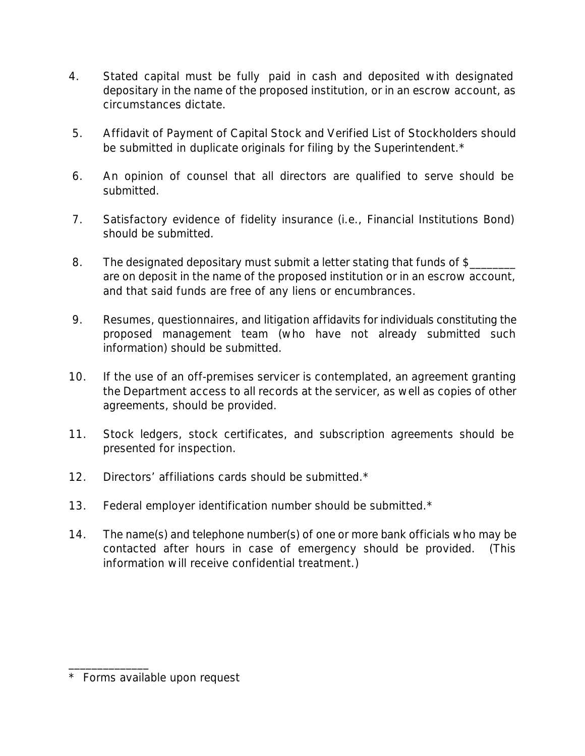4. Stated capital must be fully paid in cash and deposited with designated depositary in the name of the proposed institution, or in an escrow account, as circumstances dictate.

5. Affidavit of Payment of Capital Stock and Verified List of Stockholders should be submitted in duplicate originals for filing by the Superintendent.*

6. An opinion of counsel that all directors are qualified to serve should be submitted.

7. Satisfactory evidence of fidelity insurance (i.e., Financial Institutions Bond) should be submitted.

8. The designated depositary must submit a letter stating that funds of $________ are on deposit in the name of the proposed institution or in an escrow account, and that said funds are free of any liens or encumbrances.

9. Resumes, questionnaires, and litigation affidavits for individuals constituting the proposed management team (who have not already submitted such information) should be submitted.

10. If the use of an off-premises servicer is contemplated, an agreement granting the Department access to all records at the servicer, as well as copies of other agreements, should be provided.

11. Stock ledgers, stock certificates, and subscription agreements should be presented for inspection.

12. Directors' affiliations cards should be submitted.*

13. Federal employer identification number should be submitted.*

14. The name(s) and telephone number(s) of one or more bank officials who may be contacted after hours in case of emergency should be provided. (This information will receive confidential treatment.)

______________

\* Forms available upon request